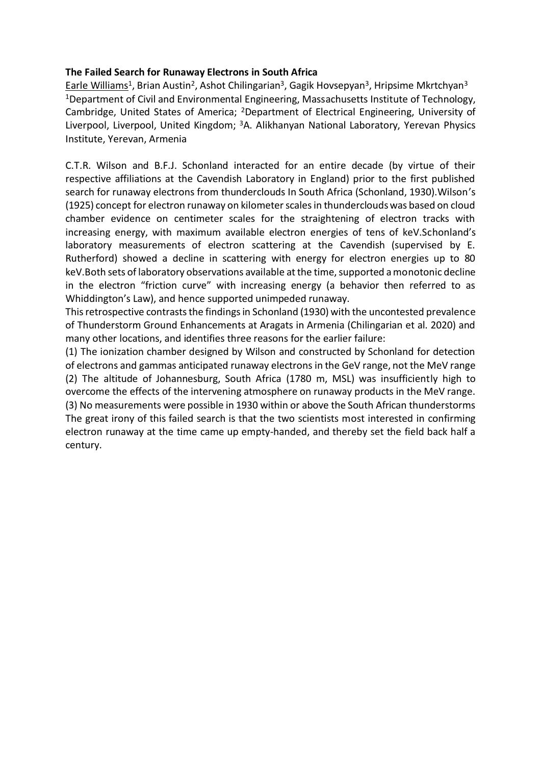**The Failed Search for Runaway Electrons in South Africa**

Earle Williams[1], Brian Austin[2], Ashot Chilingarian[3], Gagik Hovsepyan[3], Hripsime Mkrtchyan[3]

[1]Department of Civil and Environmental Engineering, Massachusetts Institute of Technology, Cambridge, United States of America; [2]Department of Electrical Engineering, University of Liverpool, Liverpool, United Kingdom; [3]A. Alikhanyan National Laboratory, Yerevan Physics Institute, Yerevan, Armenia

C.T.R. Wilson and B.F.J. Schonland interacted for an entire decade (by virtue of their respective affiliations at the Cavendish Laboratory in England) prior to the first published search for runaway electrons from thunderclouds In South Africa (Schonland, 1930).Wilson's (1925) concept for electron runaway on kilometer scales in thunderclouds was based on cloud chamber evidence on centimeter scales for the straightening of electron tracks with increasing energy, with maximum available electron energies of tens of keV.Schonland's laboratory measurements of electron scattering at the Cavendish (supervised by E. Rutherford) showed a decline in scattering with energy for electron energies up to 80 keV.Both sets of laboratory observations available at the time, supported a monotonic decline in the electron "friction curve" with increasing energy (a behavior then referred to as Whiddington's Law), and hence supported unimpeded runaway.

This retrospective contrasts the findings in Schonland (1930) with the uncontested prevalence of Thunderstorm Ground Enhancements at Aragats in Armenia (Chilingarian et al. 2020) and many other locations, and identifies three reasons for the earlier failure:

(1) The ionization chamber designed by Wilson and constructed by Schonland for detection of electrons and gammas anticipated runaway electrons in the GeV range, not the MeV range

(2) The altitude of Johannesburg, South Africa (1780 m, MSL) was insufficiently high to overcome the effects of the intervening atmosphere on runaway products in the MeV range.

(3) No measurements were possible in 1930 within or above the South African thunderstorms

The great irony of this failed search is that the two scientists most interested in confirming electron runaway at the time came up empty-handed, and thereby set the field back half a century.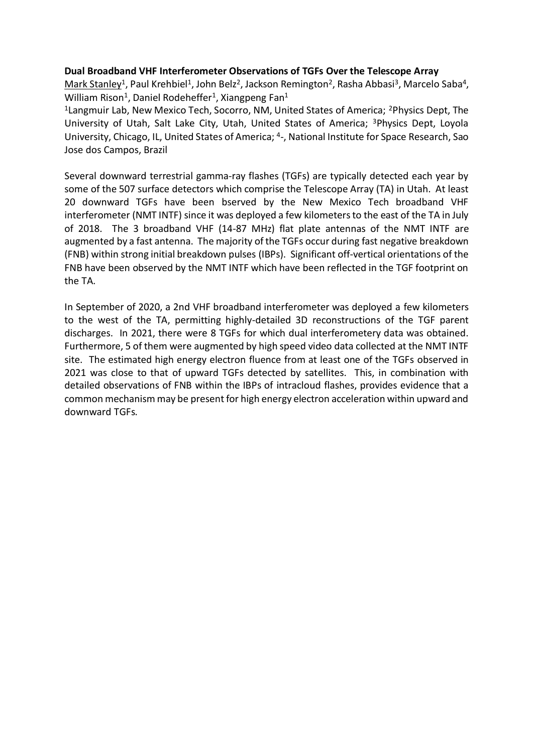**Dual Broadband VHF Interferometer Observations of TGFs Over the Telescope Array**

Mark Stanley[1], Paul Krehbiel[1], John Belz[2], Jackson Remington[2], Rasha Abbasi[3], Marcelo Saba[4], William Rison[1], Daniel Rodeheffer[1], Xiangpeng Fan[1]

[1]Langmuir Lab, New Mexico Tech, Socorro, NM, United States of America; [2]Physics Dept, The University of Utah, Salt Lake City, Utah, United States of America; [3]Physics Dept, Loyola University, Chicago, IL, United States of America; [4]-, National Institute for Space Research, Sao Jose dos Campos, Brazil

Several downward terrestrial gamma-ray flashes (TGFs) are typically detected each year by some of the 507 surface detectors which comprise the Telescope Array (TA) in Utah. At least 20 downward TGFs have been bserved by the New Mexico Tech broadband VHF interferometer (NMT INTF) since it was deployed a few kilometers to the east of the TA in July of 2018. The 3 broadband VHF (14-87 MHz) flat plate antennas of the NMT INTF are augmented by a fast antenna. The majority of the TGFs occur during fast negative breakdown (FNB) within strong initial breakdown pulses (IBPs). Significant off-vertical orientations of the FNB have been observed by the NMT INTF which have been reflected in the TGF footprint on the TA.

In September of 2020, a 2nd VHF broadband interferometer was deployed a few kilometers to the west of the TA, permitting highly-detailed 3D reconstructions of the TGF parent discharges. In 2021, there were 8 TGFs for which dual interferometery data was obtained. Furthermore, 5 of them were augmented by high speed video data collected at the NMT INTF site. The estimated high energy electron fluence from at least one of the TGFs observed in 2021 was close to that of upward TGFs detected by satellites. This, in combination with detailed observations of FNB within the IBPs of intracloud flashes, provides evidence that a common mechanism may be present for high energy electron acceleration within upward and downward TGFs.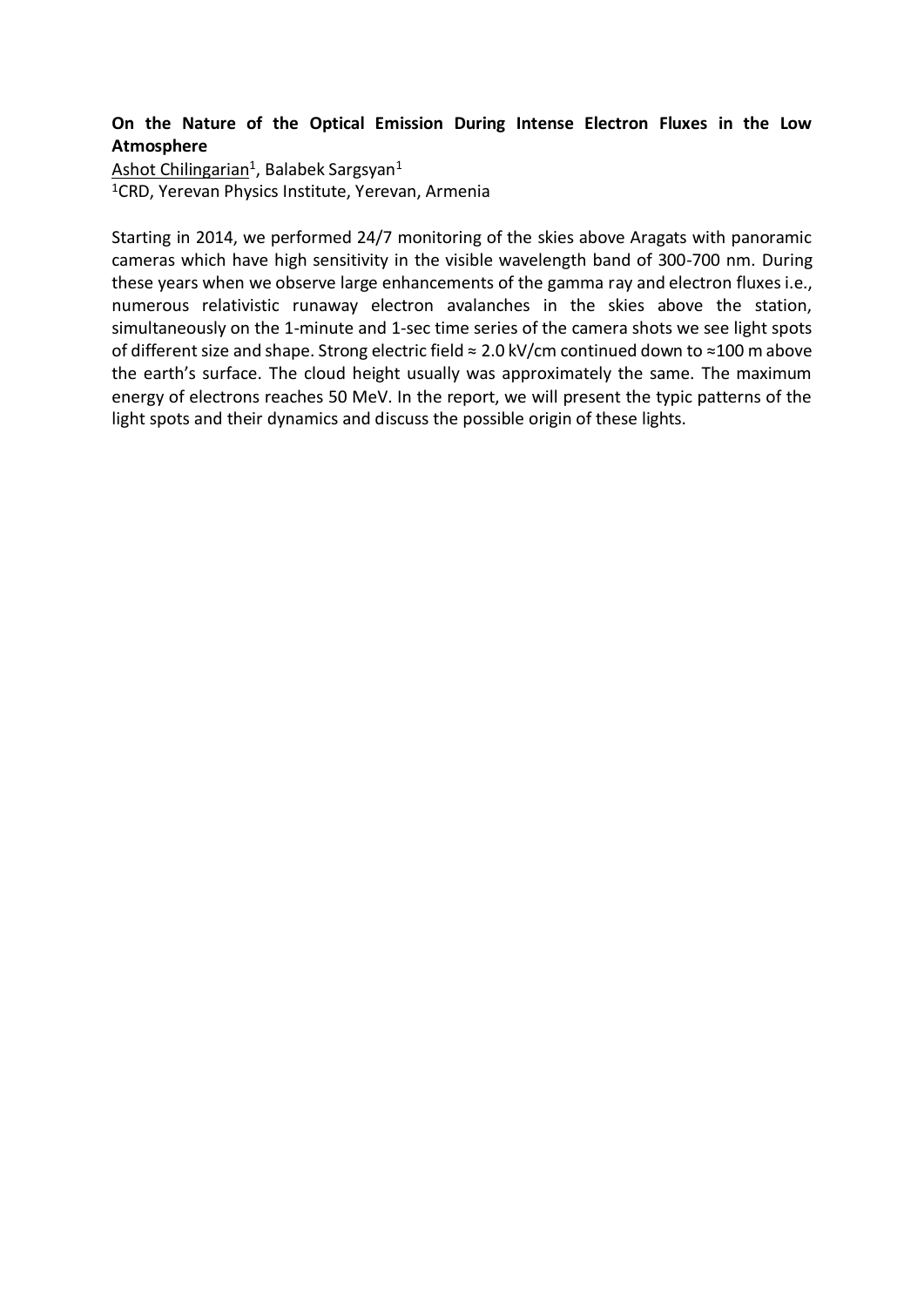**On the Nature of the Optical Emission During Intense Electron Fluxes in the Low Atmosphere**

Ashot Chilingarian[1], Balabek Sargsyan[1]

[1]CRD, Yerevan Physics Institute, Yerevan, Armenia

Starting in 2014, we performed 24/7 monitoring of the skies above Aragats with panoramic cameras which have high sensitivity in the visible wavelength band of 300-700 nm. During these years when we observe large enhancements of the gamma ray and electron fluxes i.e., numerous relativistic runaway electron avalanches in the skies above the station, simultaneously on the 1-minute and 1-sec time series of the camera shots we see light spots of different size and shape. Strong electric field ≈ 2.0 kV/cm continued down to ≈100 m above the earth's surface. The cloud height usually was approximately the same. The maximum energy of electrons reaches 50 MeV. In the report, we will present the typic patterns of the light spots and their dynamics and discuss the possible origin of these lights.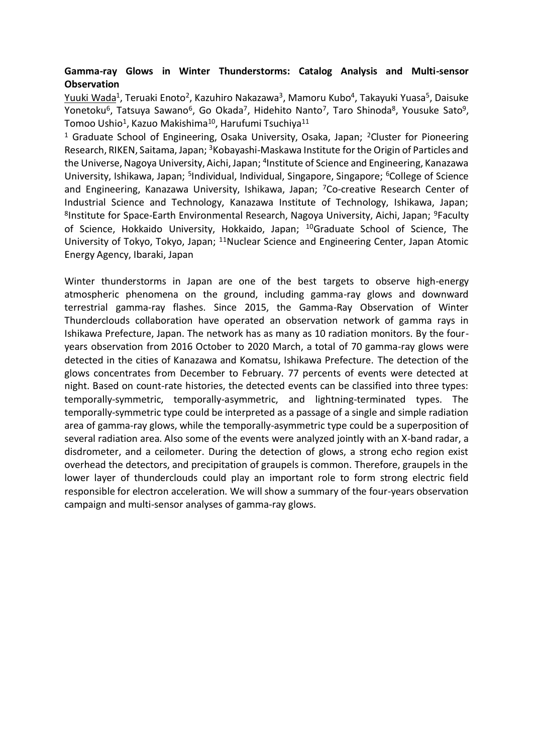**Gamma-ray Glows in Winter Thunderstorms: Catalog Analysis and Multi-sensor Observation**

Yuuki Wada[1], Teruaki Enoto[2], Kazuhiro Nakazawa[3], Mamoru Kubo[4], Takayuki Yuasa[5], Daisuke Yonetoku[6], Tatsuya Sawano[6], Go Okada[7], Hidehito Nanto[7], Taro Shinoda[8], Yousuke Sato[9], Tomoo Ushio[1], Kazuo Makishima[10], Harufumi Tsuchiya[11]

[1] Graduate School of Engineering, Osaka University, Osaka, Japan; [2]Cluster for Pioneering Research, RIKEN, Saitama, Japan; [3]Kobayashi-Maskawa Institute for the Origin of Particles and the Universe, Nagoya University, Aichi, Japan; [4]Institute of Science and Engineering, Kanazawa University, Ishikawa, Japan; [5]Individual, Individual, Singapore, Singapore; [6]College of Science and Engineering, Kanazawa University, Ishikawa, Japan; [7]Co-creative Research Center of Industrial Science and Technology, Kanazawa Institute of Technology, Ishikawa, Japan; [8]Institute for Space-Earth Environmental Research, Nagoya University, Aichi, Japan; [9]Faculty of Science, Hokkaido University, Hokkaido, Japan; [10]Graduate School of Science, The University of Tokyo, Tokyo, Japan; [11]Nuclear Science and Engineering Center, Japan Atomic Energy Agency, Ibaraki, Japan

Winter thunderstorms in Japan are one of the best targets to observe high-energy atmospheric phenomena on the ground, including gamma-ray glows and downward terrestrial gamma-ray flashes. Since 2015, the Gamma-Ray Observation of Winter Thunderclouds collaboration have operated an observation network of gamma rays in Ishikawa Prefecture, Japan. The network has as many as 10 radiation monitors. By the four-years observation from 2016 October to 2020 March, a total of 70 gamma-ray glows were detected in the cities of Kanazawa and Komatsu, Ishikawa Prefecture. The detection of the glows concentrates from December to February. 77 percents of events were detected at night. Based on count-rate histories, the detected events can be classified into three types: temporally-symmetric, temporally-asymmetric, and lightning-terminated types. The temporally-symmetric type could be interpreted as a passage of a single and simple radiation area of gamma-ray glows, while the temporally-asymmetric type could be a superposition of several radiation area. Also some of the events were analyzed jointly with an X-band radar, a disdrometer, and a ceilometer. During the detection of glows, a strong echo region exist overhead the detectors, and precipitation of graupels is common. Therefore, graupels in the lower layer of thunderclouds could play an important role to form strong electric field responsible for electron acceleration. We will show a summary of the four-years observation campaign and multi-sensor analyses of gamma-ray glows.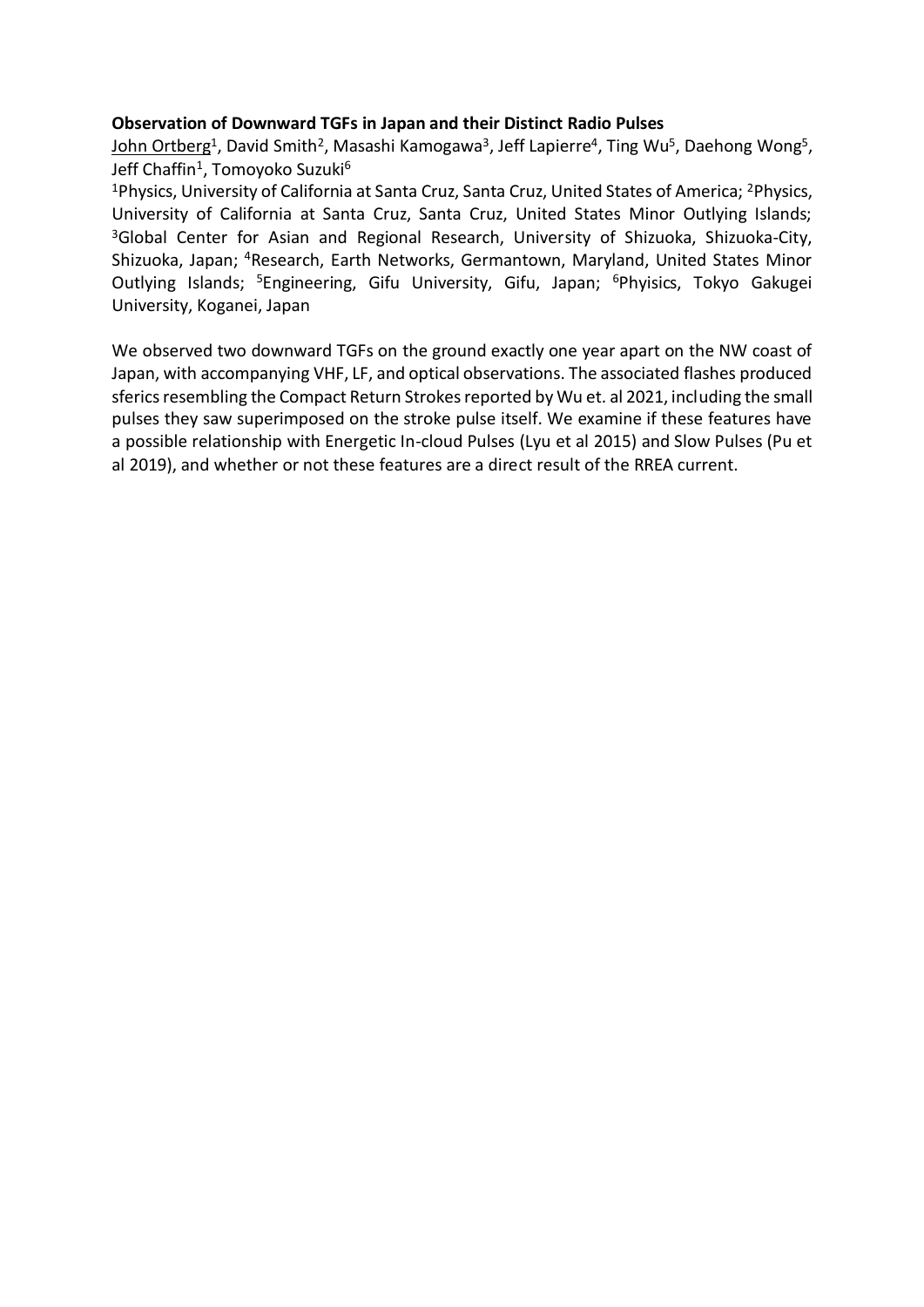**Observation of Downward TGFs in Japan and their Distinct Radio Pulses**

John Ortberg[1], David Smith[2], Masashi Kamogawa[3], Jeff Lapierre[4], Ting Wu[5], Daehong Wong[5], Jeff Chaffin[1], Tomoyoko Suzuki[6]

[1]Physics, University of California at Santa Cruz, Santa Cruz, United States of America; [2]Physics, University of California at Santa Cruz, Santa Cruz, United States Minor Outlying Islands; [3]Global Center for Asian and Regional Research, University of Shizuoka, Shizuoka-City, Shizuoka, Japan; [4]Research, Earth Networks, Germantown, Maryland, United States Minor Outlying Islands; [5]Engineering, Gifu University, Gifu, Japan; [6]Phyisics, Tokyo Gakugei University, Koganei, Japan

We observed two downward TGFs on the ground exactly one year apart on the NW coast of Japan, with accompanying VHF, LF, and optical observations. The associated flashes produced sferics resembling the Compact Return Strokes reported by Wu et. al 2021, including the small pulses they saw superimposed on the stroke pulse itself. We examine if these features have a possible relationship with Energetic In-cloud Pulses (Lyu et al 2015) and Slow Pulses (Pu et al 2019), and whether or not these features are a direct result of the RREA current.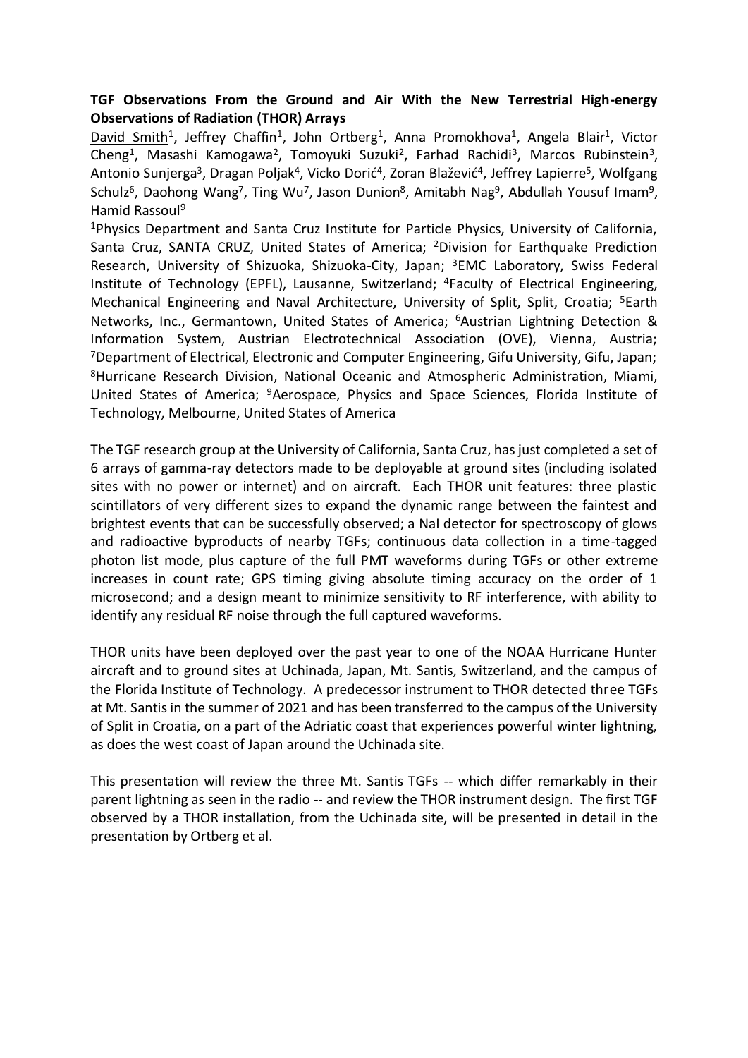**TGF Observations From the Ground and Air With the New Terrestrial High-energy Observations of Radiation (THOR) Arrays**

David Smith[1], Jeffrey Chaffin[1], John Ortberg[1], Anna Promokhova[1], Angela Blair[1], Victor Cheng[1], Masashi Kamogawa[2], Tomoyuki Suzuki[2], Farhad Rachidi[3], Marcos Rubinstein[3], Antonio Sunjerga[3], Dragan Poljak[4], Vicko Dorić[4], Zoran Blažević[4], Jeffrey Lapierre[5], Wolfgang Schulz[6], Daohong Wang[7], Ting Wu[7], Jason Dunion[8], Amitabh Nag[9], Abdullah Yousuf Imam[9], Hamid Rassoul[9]

[1]Physics Department and Santa Cruz Institute for Particle Physics, University of California, Santa Cruz, SANTA CRUZ, United States of America; [2]Division for Earthquake Prediction Research, University of Shizuoka, Shizuoka-City, Japan; [3]EMC Laboratory, Swiss Federal Institute of Technology (EPFL), Lausanne, Switzerland; [4]Faculty of Electrical Engineering, Mechanical Engineering and Naval Architecture, University of Split, Split, Croatia; [5]Earth Networks, Inc., Germantown, United States of America; [6]Austrian Lightning Detection & Information System, Austrian Electrotechnical Association (OVE), Vienna, Austria; [7]Department of Electrical, Electronic and Computer Engineering, Gifu University, Gifu, Japan; [8]Hurricane Research Division, National Oceanic and Atmospheric Administration, Miami, United States of America; [9]Aerospace, Physics and Space Sciences, Florida Institute of Technology, Melbourne, United States of America

The TGF research group at the University of California, Santa Cruz, has just completed a set of 6 arrays of gamma-ray detectors made to be deployable at ground sites (including isolated sites with no power or internet) and on aircraft. Each THOR unit features: three plastic scintillators of very different sizes to expand the dynamic range between the faintest and brightest events that can be successfully observed; a NaI detector for spectroscopy of glows and radioactive byproducts of nearby TGFs; continuous data collection in a time-tagged photon list mode, plus capture of the full PMT waveforms during TGFs or other extreme increases in count rate; GPS timing giving absolute timing accuracy on the order of 1 microsecond; and a design meant to minimize sensitivity to RF interference, with ability to identify any residual RF noise through the full captured waveforms.

THOR units have been deployed over the past year to one of the NOAA Hurricane Hunter aircraft and to ground sites at Uchinada, Japan, Mt. Santis, Switzerland, and the campus of the Florida Institute of Technology. A predecessor instrument to THOR detected three TGFs at Mt. Santis in the summer of 2021 and has been transferred to the campus of the University of Split in Croatia, on a part of the Adriatic coast that experiences powerful winter lightning, as does the west coast of Japan around the Uchinada site.

This presentation will review the three Mt. Santis TGFs -- which differ remarkably in their parent lightning as seen in the radio -- and review the THOR instrument design. The first TGF observed by a THOR installation, from the Uchinada site, will be presented in detail in the presentation by Ortberg et al.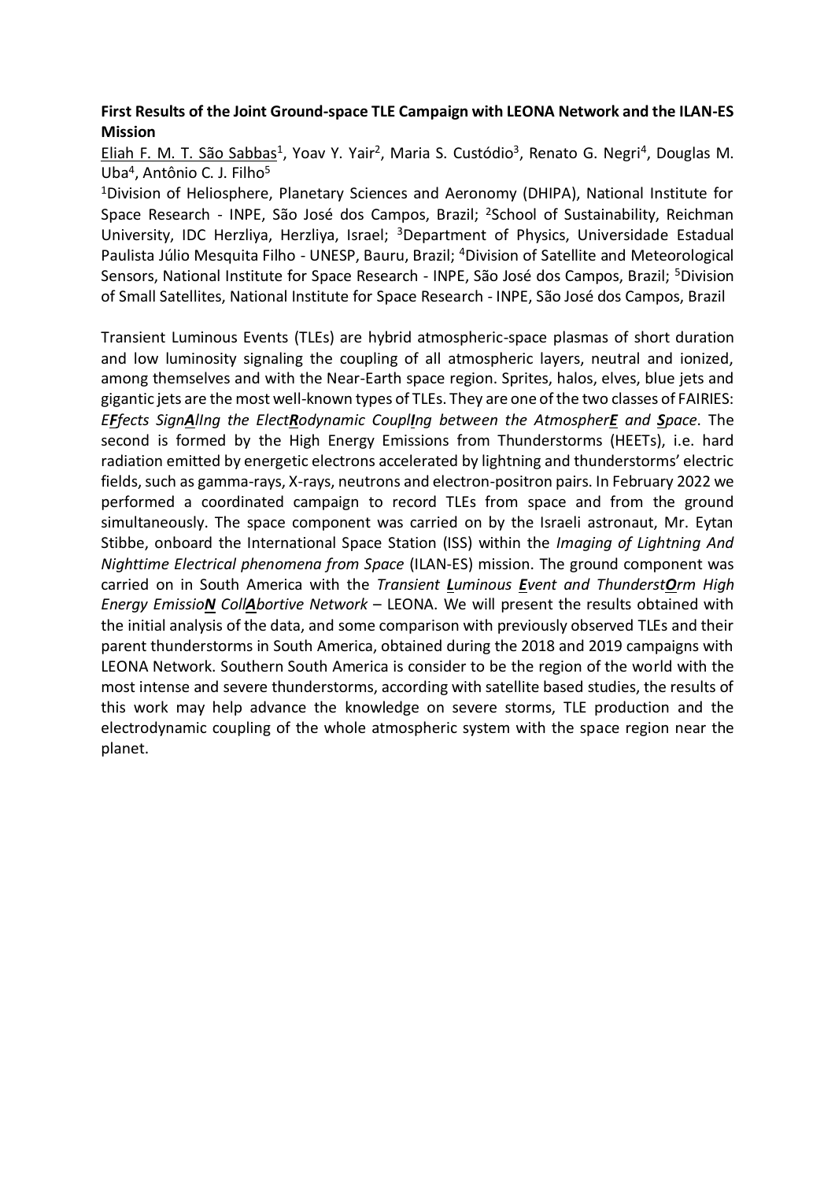**First Results of the Joint Ground-space TLE Campaign with LEONA Network and the ILAN-ES Mission**

<u>Eliah F. M. T. São Sabbas</u>[1], Yoav Y. Yair[2], Maria S. Custódio[3], Renato G. Negri[4], Douglas M. Uba[4], Antônio C. J. Filho[5]

[1]Division of Heliosphere, Planetary Sciences and Aeronomy (DHIPA), National Institute for Space Research - INPE, São José dos Campos, Brazil; [2]School of Sustainability, Reichman University, IDC Herzliya, Herzliya, Israel; [3]Department of Physics, Universidade Estadual Paulista Júlio Mesquita Filho - UNESP, Bauru, Brazil; [4]Division of Satellite and Meteorological Sensors, National Institute for Space Research - INPE, São José dos Campos, Brazil; [5]Division of Small Satellites, National Institute for Space Research - INPE, São José dos Campos, Brazil

Transient Luminous Events (TLEs) are hybrid atmospheric-space plasmas of short duration and low luminosity signaling the coupling of all atmospheric layers, neutral and ionized, among themselves and with the Near-Earth space region. Sprites, halos, elves, blue jets and gigantic jets are the most well-known types of TLEs. They are one of the two classes of FAIRIES: *E**F**fects Sign**A**lIng the Elect**R**odynamic Coupl**I**ng between the Atmospher**E** and **S**pace*. The second is formed by the High Energy Emissions from Thunderstorms (HEETs), i.e. hard radiation emitted by energetic electrons accelerated by lightning and thunderstorms' electric fields, such as gamma-rays, X-rays, neutrons and electron-positron pairs. In February 2022 we performed a coordinated campaign to record TLEs from space and from the ground simultaneously. The space component was carried on by the Israeli astronaut, Mr. Eytan Stibbe, onboard the International Space Station (ISS) within the *Imaging of Lightning And Nighttime Electrical phenomena from Space* (ILAN-ES) mission. The ground component was carried on in South America with the *Transient **L**uminous **E**vent and Thunderst**O**rm High Energy Emissio**N** Coll**A**bortive Network* – LEONA. We will present the results obtained with the initial analysis of the data, and some comparison with previously observed TLEs and their parent thunderstorms in South America, obtained during the 2018 and 2019 campaigns with LEONA Network. Southern South America is consider to be the region of the world with the most intense and severe thunderstorms, according with satellite based studies, the results of this work may help advance the knowledge on severe storms, TLE production and the electrodynamic coupling of the whole atmospheric system with the space region near the planet.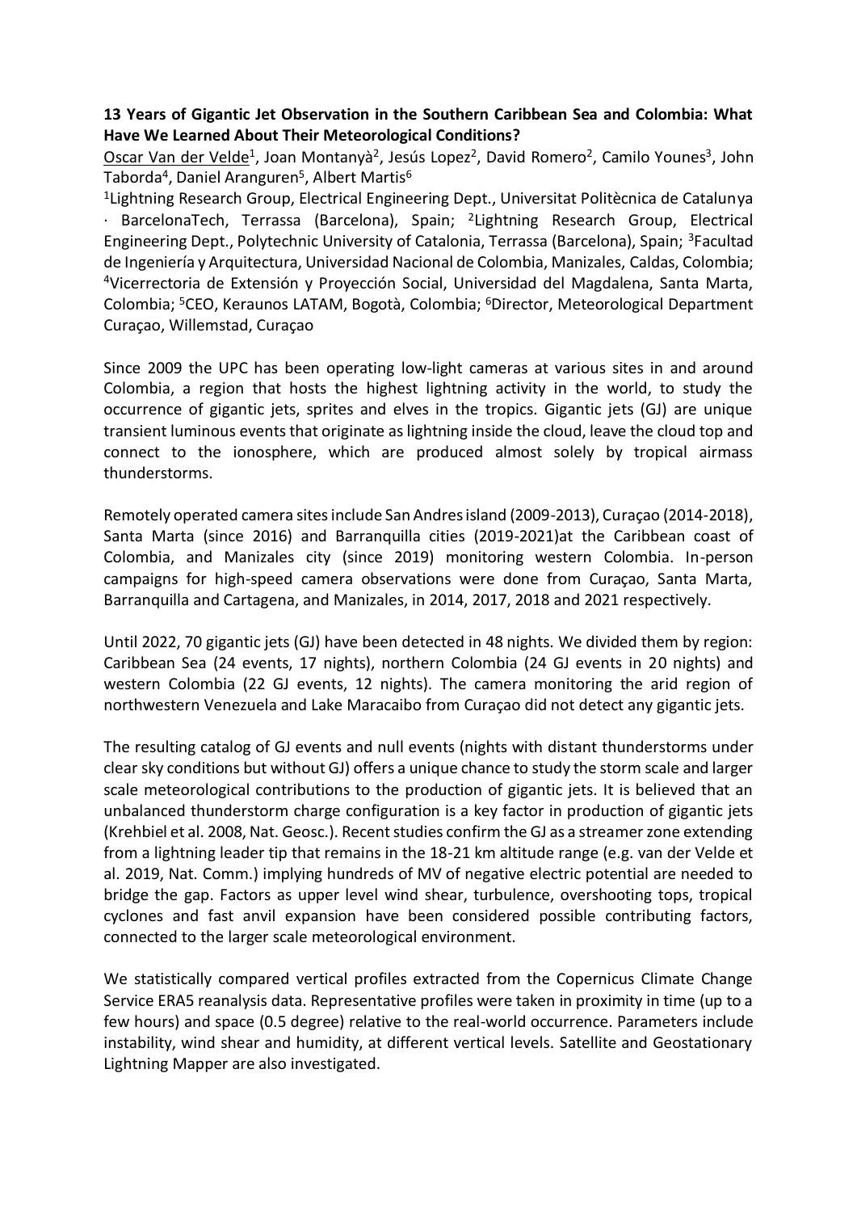**13 Years of Gigantic Jet Observation in the Southern Caribbean Sea and Colombia: What Have We Learned About Their Meteorological Conditions?**

Oscar Van der Velde[1], Joan Montanyà[2], Jesús Lopez[2], David Romero[2], Camilo Younes[3], John Taborda[4], Daniel Aranguren[5], Albert Martis[6]

[1]Lightning Research Group, Electrical Engineering Dept., Universitat Politècnica de Catalunya · BarcelonaTech, Terrassa (Barcelona), Spain; [2]Lightning Research Group, Electrical Engineering Dept., Polytechnic University of Catalonia, Terrassa (Barcelona), Spain; [3]Facultad de Ingeniería y Arquitectura, Universidad Nacional de Colombia, Manizales, Caldas, Colombia; [4]Vicerrectoria de Extensión y Proyección Social, Universidad del Magdalena, Santa Marta, Colombia; [5]CEO, Keraunos LATAM, Bogotà, Colombia; [6]Director, Meteorological Department Curaçao, Willemstad, Curaçao

Since 2009 the UPC has been operating low-light cameras at various sites in and around Colombia, a region that hosts the highest lightning activity in the world, to study the occurrence of gigantic jets, sprites and elves in the tropics. Gigantic jets (GJ) are unique transient luminous events that originate as lightning inside the cloud, leave the cloud top and connect to the ionosphere, which are produced almost solely by tropical airmass thunderstorms.

Remotely operated camera sites include San Andres island (2009-2013), Curaçao (2014-2018), Santa Marta (since 2016) and Barranquilla cities (2019-2021)at the Caribbean coast of Colombia, and Manizales city (since 2019) monitoring western Colombia. In-person campaigns for high-speed camera observations were done from Curaçao, Santa Marta, Barranquilla and Cartagena, and Manizales, in 2014, 2017, 2018 and 2021 respectively.

Until 2022, 70 gigantic jets (GJ) have been detected in 48 nights. We divided them by region: Caribbean Sea (24 events, 17 nights), northern Colombia (24 GJ events in 20 nights) and western Colombia (22 GJ events, 12 nights). The camera monitoring the arid region of northwestern Venezuela and Lake Maracaibo from Curaçao did not detect any gigantic jets.

The resulting catalog of GJ events and null events (nights with distant thunderstorms under clear sky conditions but without GJ) offers a unique chance to study the storm scale and larger scale meteorological contributions to the production of gigantic jets. It is believed that an unbalanced thunderstorm charge configuration is a key factor in production of gigantic jets (Krehbiel et al. 2008, Nat. Geosc.). Recent studies confirm the GJ as a streamer zone extending from a lightning leader tip that remains in the 18-21 km altitude range (e.g. van der Velde et al. 2019, Nat. Comm.) implying hundreds of MV of negative electric potential are needed to bridge the gap. Factors as upper level wind shear, turbulence, overshooting tops, tropical cyclones and fast anvil expansion have been considered possible contributing factors, connected to the larger scale meteorological environment.

We statistically compared vertical profiles extracted from the Copernicus Climate Change Service ERA5 reanalysis data. Representative profiles were taken in proximity in time (up to a few hours) and space (0.5 degree) relative to the real-world occurrence. Parameters include instability, wind shear and humidity, at different vertical levels. Satellite and Geostationary Lightning Mapper are also investigated.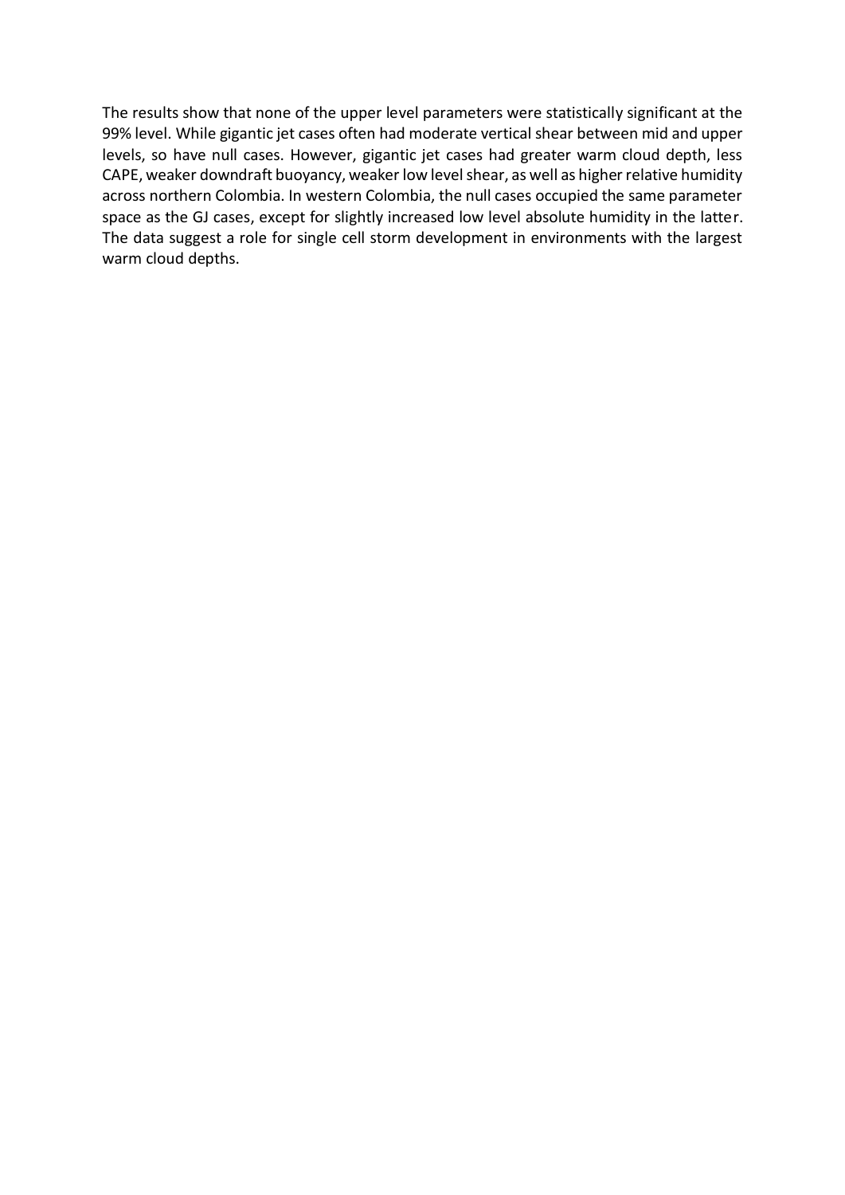The results show that none of the upper level parameters were statistically significant at the 99% level. While gigantic jet cases often had moderate vertical shear between mid and upper levels, so have null cases. However, gigantic jet cases had greater warm cloud depth, less CAPE, weaker downdraft buoyancy, weaker low level shear, as well as higher relative humidity across northern Colombia. In western Colombia, the null cases occupied the same parameter space as the GJ cases, except for slightly increased low level absolute humidity in the latter. The data suggest a role for single cell storm development in environments with the largest warm cloud depths.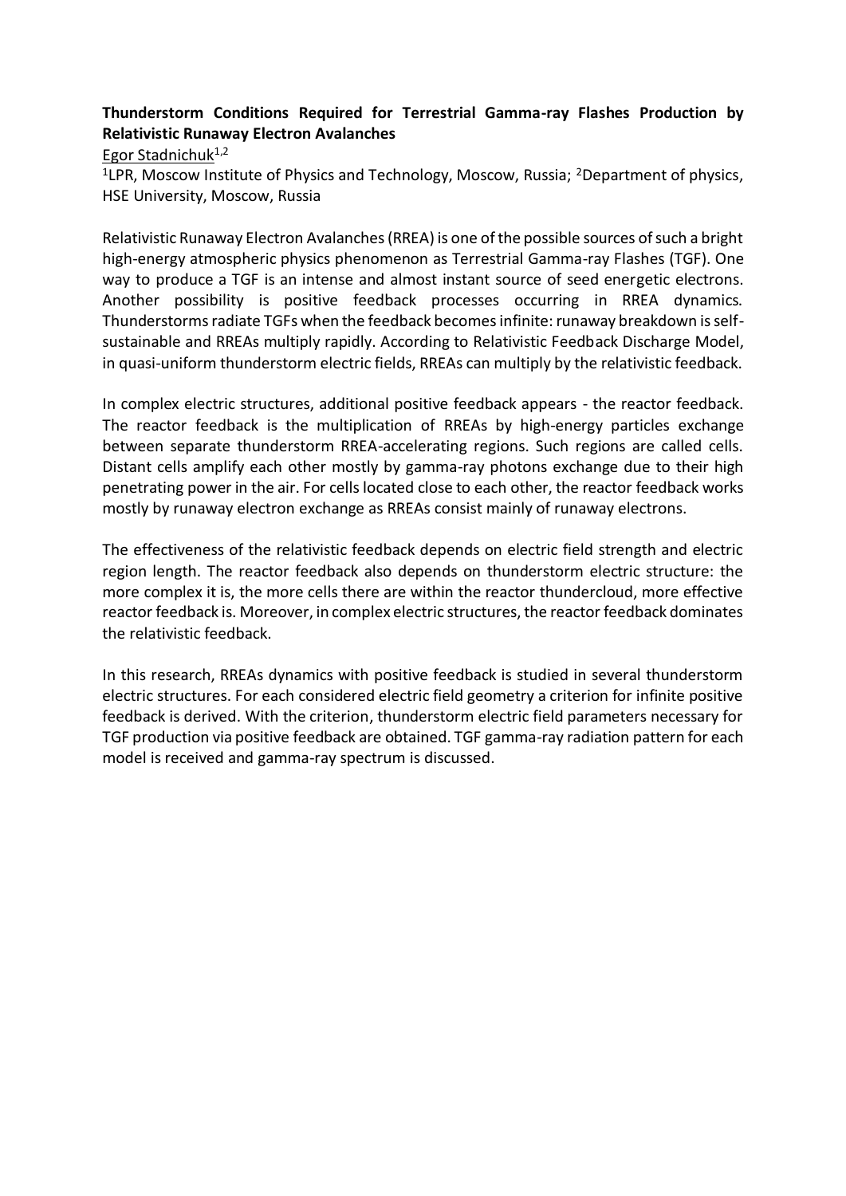**Thunderstorm Conditions Required for Terrestrial Gamma-ray Flashes Production by Relativistic Runaway Electron Avalanches**

Egor Stadnichuk[1,2]

[1]LPR, Moscow Institute of Physics and Technology, Moscow, Russia; [2]Department of physics, HSE University, Moscow, Russia

Relativistic Runaway Electron Avalanches (RREA) is one of the possible sources of such a bright high-energy atmospheric physics phenomenon as Terrestrial Gamma-ray Flashes (TGF). One way to produce a TGF is an intense and almost instant source of seed energetic electrons. Another possibility is positive feedback processes occurring in RREA dynamics. Thunderstorms radiate TGFs when the feedback becomes infinite: runaway breakdown is self-sustainable and RREAs multiply rapidly. According to Relativistic Feedback Discharge Model, in quasi-uniform thunderstorm electric fields, RREAs can multiply by the relativistic feedback.

In complex electric structures, additional positive feedback appears - the reactor feedback. The reactor feedback is the multiplication of RREAs by high-energy particles exchange between separate thunderstorm RREA-accelerating regions. Such regions are called cells. Distant cells amplify each other mostly by gamma-ray photons exchange due to their high penetrating power in the air. For cells located close to each other, the reactor feedback works mostly by runaway electron exchange as RREAs consist mainly of runaway electrons.

The effectiveness of the relativistic feedback depends on electric field strength and electric region length. The reactor feedback also depends on thunderstorm electric structure: the more complex it is, the more cells there are within the reactor thundercloud, more effective reactor feedback is. Moreover, in complex electric structures, the reactor feedback dominates the relativistic feedback.

In this research, RREAs dynamics with positive feedback is studied in several thunderstorm electric structures. For each considered electric field geometry a criterion for infinite positive feedback is derived. With the criterion, thunderstorm electric field parameters necessary for TGF production via positive feedback are obtained. TGF gamma-ray radiation pattern for each model is received and gamma-ray spectrum is discussed.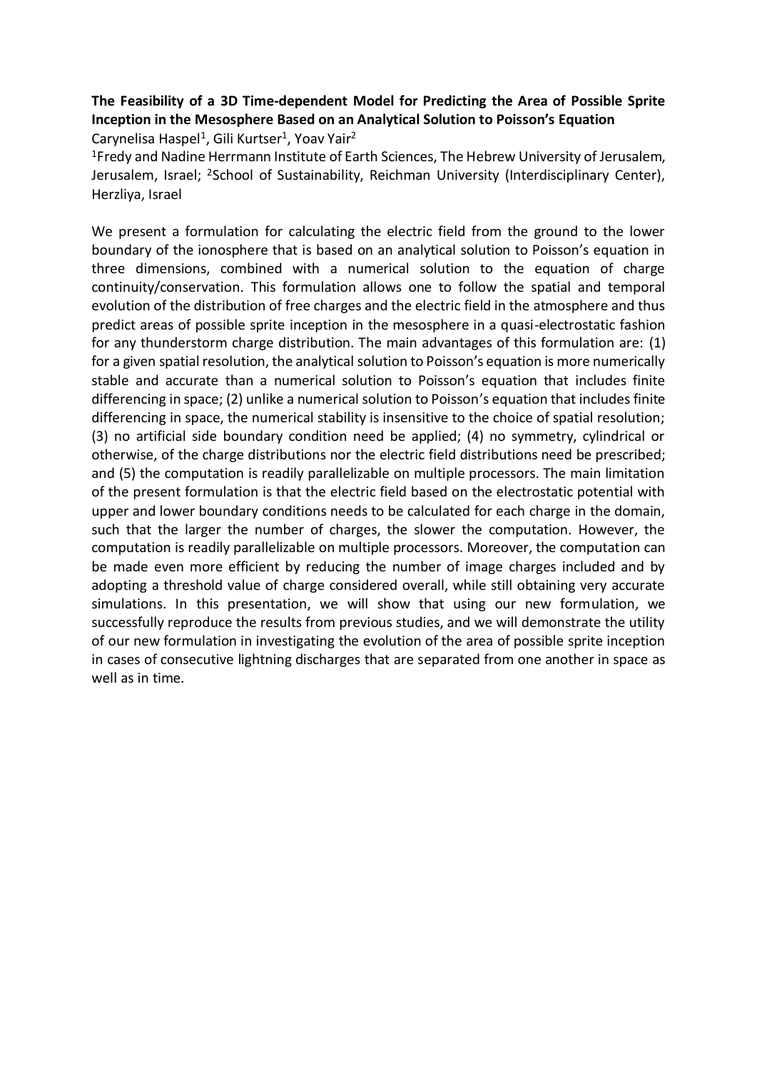**The Feasibility of a 3D Time-dependent Model for Predicting the Area of Possible Sprite Inception in the Mesosphere Based on an Analytical Solution to Poisson's Equation**

Carynelisa Haspel[1], Gili Kurtser[1], Yoav Yair[2]

[1]Fredy and Nadine Herrmann Institute of Earth Sciences, The Hebrew University of Jerusalem, Jerusalem, Israel; [2]School of Sustainability, Reichman University (Interdisciplinary Center), Herzliya, Israel

We present a formulation for calculating the electric field from the ground to the lower boundary of the ionosphere that is based on an analytical solution to Poisson's equation in three dimensions, combined with a numerical solution to the equation of charge continuity/conservation. This formulation allows one to follow the spatial and temporal evolution of the distribution of free charges and the electric field in the atmosphere and thus predict areas of possible sprite inception in the mesosphere in a quasi-electrostatic fashion for any thunderstorm charge distribution. The main advantages of this formulation are: (1) for a given spatial resolution, the analytical solution to Poisson's equation is more numerically stable and accurate than a numerical solution to Poisson's equation that includes finite differencing in space; (2) unlike a numerical solution to Poisson's equation that includes finite differencing in space, the numerical stability is insensitive to the choice of spatial resolution; (3) no artificial side boundary condition need be applied; (4) no symmetry, cylindrical or otherwise, of the charge distributions nor the electric field distributions need be prescribed; and (5) the computation is readily parallelizable on multiple processors. The main limitation of the present formulation is that the electric field based on the electrostatic potential with upper and lower boundary conditions needs to be calculated for each charge in the domain, such that the larger the number of charges, the slower the computation. However, the computation is readily parallelizable on multiple processors. Moreover, the computation can be made even more efficient by reducing the number of image charges included and by adopting a threshold value of charge considered overall, while still obtaining very accurate simulations. In this presentation, we will show that using our new formulation, we successfully reproduce the results from previous studies, and we will demonstrate the utility of our new formulation in investigating the evolution of the area of possible sprite inception in cases of consecutive lightning discharges that are separated from one another in space as well as in time.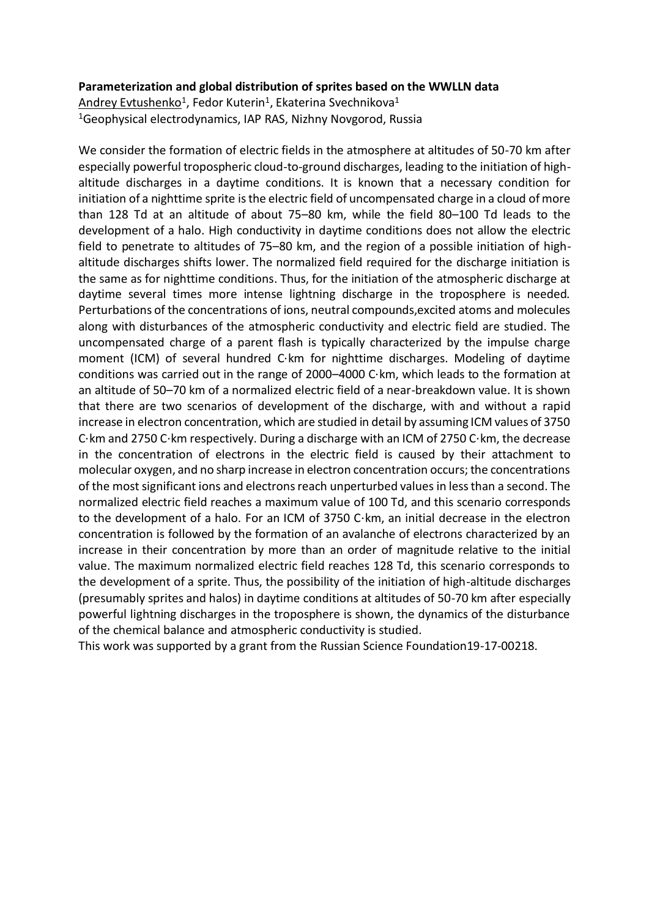**Parameterization and global distribution of sprites based on the WWLLN data**

Andrey Evtushenko[1], Fedor Kuterin[1], Ekaterina Svechnikova[1]

[1]Geophysical electrodynamics, IAP RAS, Nizhny Novgorod, Russia

We consider the formation of electric fields in the atmosphere at altitudes of 50-70 km after especially powerful tropospheric cloud-to-ground discharges, leading to the initiation of high-altitude discharges in a daytime conditions. It is known that a necessary condition for initiation of a nighttime sprite is the electric field of uncompensated charge in a cloud of more than 128 Td at an altitude of about 75–80 km, while the field 80–100 Td leads to the development of a halo. High conductivity in daytime conditions does not allow the electric field to penetrate to altitudes of 75–80 km, and the region of a possible initiation of high-altitude discharges shifts lower. The normalized field required for the discharge initiation is the same as for nighttime conditions. Thus, for the initiation of the atmospheric discharge at daytime several times more intense lightning discharge in the troposphere is needed. Perturbations of the concentrations of ions, neutral compounds,excited atoms and molecules along with disturbances of the atmospheric conductivity and electric field are studied. The uncompensated charge of a parent flash is typically characterized by the impulse charge moment (ICM) of several hundred C·km for nighttime discharges. Modeling of daytime conditions was carried out in the range of 2000–4000 C·km, which leads to the formation at an altitude of 50–70 km of a normalized electric field of a near-breakdown value. It is shown that there are two scenarios of development of the discharge, with and without a rapid increase in electron concentration, which are studied in detail by assuming ICM values of 3750 C·km and 2750 C·km respectively. During a discharge with an ICM of 2750 C·km, the decrease in the concentration of electrons in the electric field is caused by their attachment to molecular oxygen, and no sharp increase in electron concentration occurs; the concentrations of the most significant ions and electrons reach unperturbed values in less than a second. The normalized electric field reaches a maximum value of 100 Td, and this scenario corresponds to the development of a halo. For an ICM of 3750 C·km, an initial decrease in the electron concentration is followed by the formation of an avalanche of electrons characterized by an increase in their concentration by more than an order of magnitude relative to the initial value. The maximum normalized electric field reaches 128 Td, this scenario corresponds to the development of a sprite. Thus, the possibility of the initiation of high-altitude discharges (presumably sprites and halos) in daytime conditions at altitudes of 50-70 km after especially powerful lightning discharges in the troposphere is shown, the dynamics of the disturbance of the chemical balance and atmospheric conductivity is studied.

This work was supported by a grant from the Russian Science Foundation19-17-00218.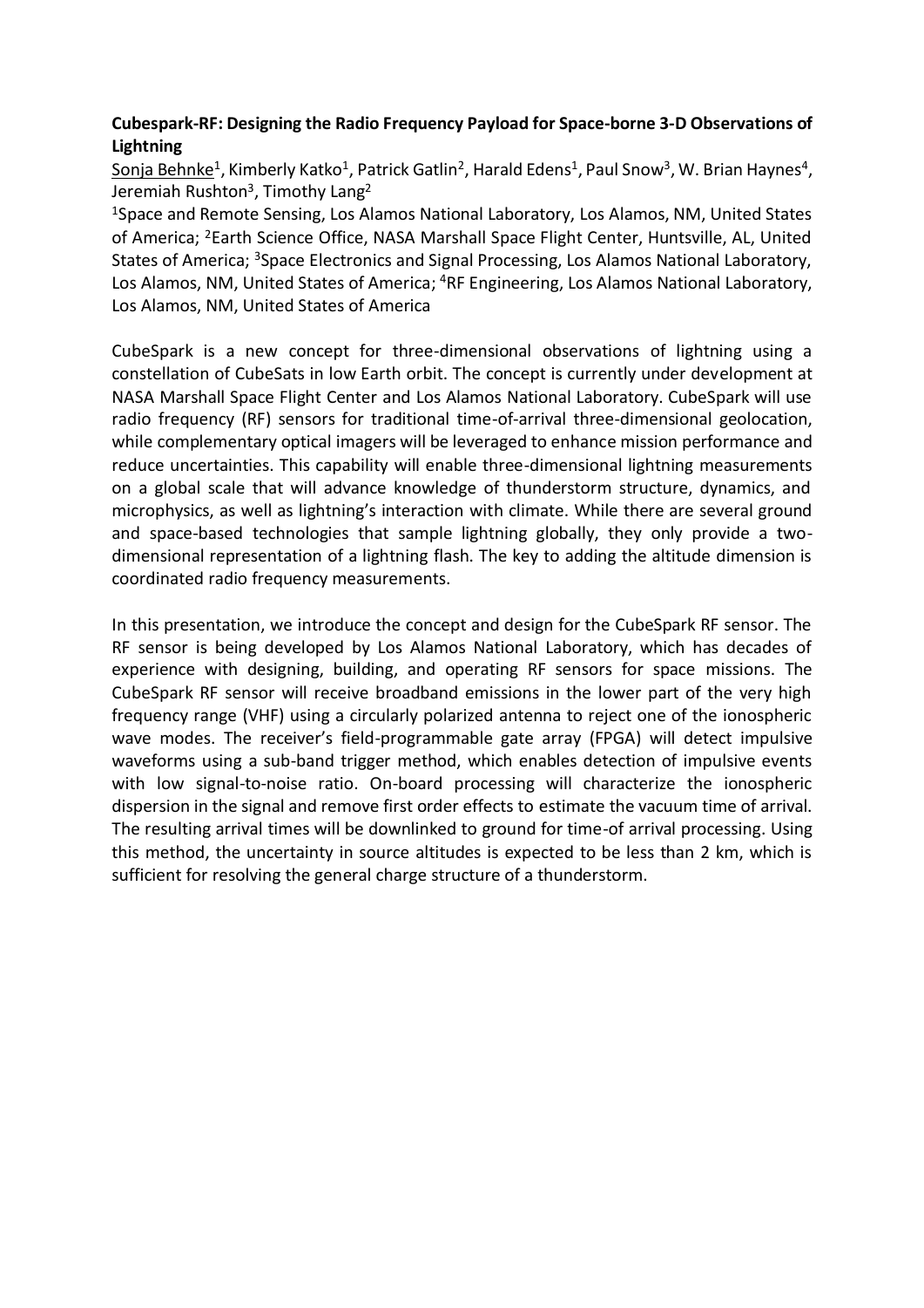**Cubespark-RF: Designing the Radio Frequency Payload for Space-borne 3-D Observations of Lightning**

Sonja Behnke[1], Kimberly Katko[1], Patrick Gatlin[2], Harald Edens[1], Paul Snow[3], W. Brian Haynes[4], Jeremiah Rushton[3], Timothy Lang[2]

[1]Space and Remote Sensing, Los Alamos National Laboratory, Los Alamos, NM, United States of America; [2]Earth Science Office, NASA Marshall Space Flight Center, Huntsville, AL, United States of America; [3]Space Electronics and Signal Processing, Los Alamos National Laboratory, Los Alamos, NM, United States of America; [4]RF Engineering, Los Alamos National Laboratory, Los Alamos, NM, United States of America

CubeSpark is a new concept for three-dimensional observations of lightning using a constellation of CubeSats in low Earth orbit. The concept is currently under development at NASA Marshall Space Flight Center and Los Alamos National Laboratory. CubeSpark will use radio frequency (RF) sensors for traditional time-of-arrival three-dimensional geolocation, while complementary optical imagers will be leveraged to enhance mission performance and reduce uncertainties. This capability will enable three-dimensional lightning measurements on a global scale that will advance knowledge of thunderstorm structure, dynamics, and microphysics, as well as lightning's interaction with climate. While there are several ground and space-based technologies that sample lightning globally, they only provide a two-dimensional representation of a lightning flash. The key to adding the altitude dimension is coordinated radio frequency measurements.

In this presentation, we introduce the concept and design for the CubeSpark RF sensor. The RF sensor is being developed by Los Alamos National Laboratory, which has decades of experience with designing, building, and operating RF sensors for space missions. The CubeSpark RF sensor will receive broadband emissions in the lower part of the very high frequency range (VHF) using a circularly polarized antenna to reject one of the ionospheric wave modes. The receiver's field-programmable gate array (FPGA) will detect impulsive waveforms using a sub-band trigger method, which enables detection of impulsive events with low signal-to-noise ratio. On-board processing will characterize the ionospheric dispersion in the signal and remove first order effects to estimate the vacuum time of arrival. The resulting arrival times will be downlinked to ground for time-of arrival processing. Using this method, the uncertainty in source altitudes is expected to be less than 2 km, which is sufficient for resolving the general charge structure of a thunderstorm.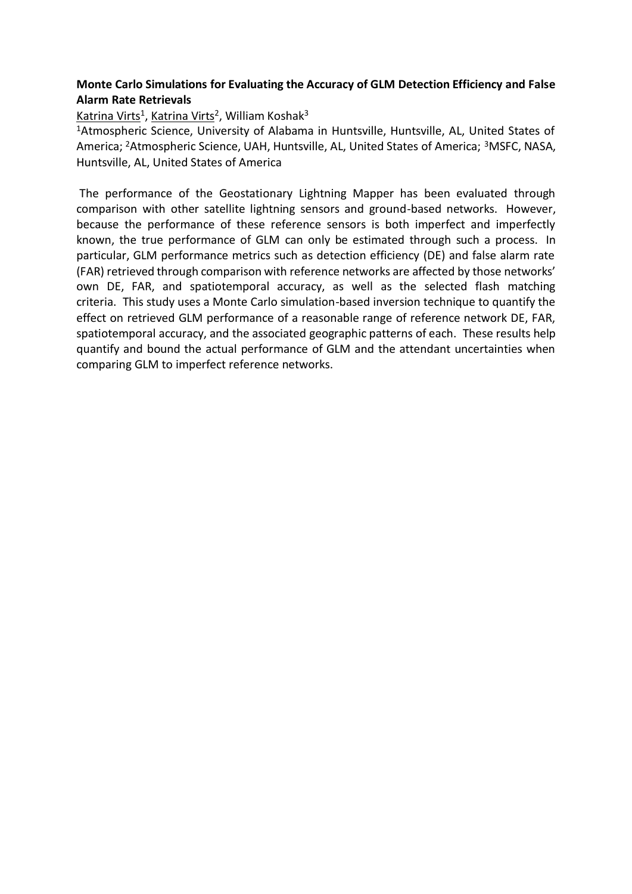**Monte Carlo Simulations for Evaluating the Accuracy of GLM Detection Efficiency and False Alarm Rate Retrievals**

Katrina Virts[1], Katrina Virts[2], William Koshak[3]

[1]Atmospheric Science, University of Alabama in Huntsville, Huntsville, AL, United States of America; [2]Atmospheric Science, UAH, Huntsville, AL, United States of America; [3]MSFC, NASA, Huntsville, AL, United States of America

The performance of the Geostationary Lightning Mapper has been evaluated through comparison with other satellite lightning sensors and ground-based networks. However, because the performance of these reference sensors is both imperfect and imperfectly known, the true performance of GLM can only be estimated through such a process. In particular, GLM performance metrics such as detection efficiency (DE) and false alarm rate (FAR) retrieved through comparison with reference networks are affected by those networks' own DE, FAR, and spatiotemporal accuracy, as well as the selected flash matching criteria. This study uses a Monte Carlo simulation-based inversion technique to quantify the effect on retrieved GLM performance of a reasonable range of reference network DE, FAR, spatiotemporal accuracy, and the associated geographic patterns of each. These results help quantify and bound the actual performance of GLM and the attendant uncertainties when comparing GLM to imperfect reference networks.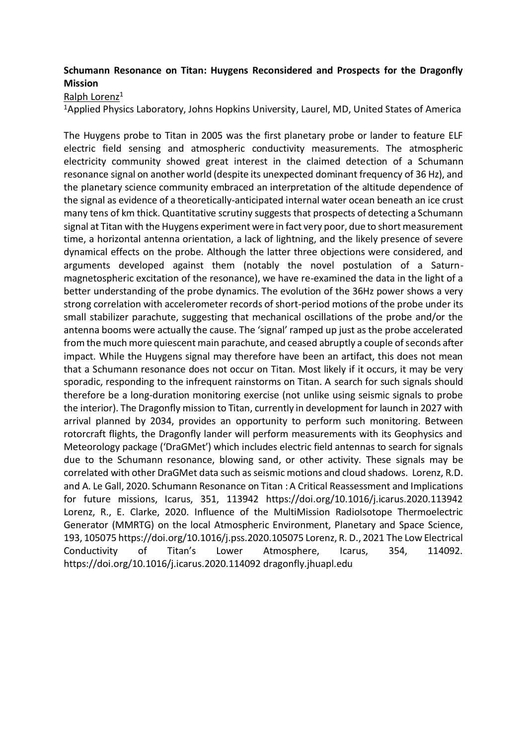**Schumann Resonance on Titan: Huygens Reconsidered and Prospects for the Dragonfly Mission**

Ralph Lorenz[1]

[1]Applied Physics Laboratory, Johns Hopkins University, Laurel, MD, United States of America

The Huygens probe to Titan in 2005 was the first planetary probe or lander to feature ELF electric field sensing and atmospheric conductivity measurements. The atmospheric electricity community showed great interest in the claimed detection of a Schumann resonance signal on another world (despite its unexpected dominant frequency of 36 Hz), and the planetary science community embraced an interpretation of the altitude dependence of the signal as evidence of a theoretically-anticipated internal water ocean beneath an ice crust many tens of km thick. Quantitative scrutiny suggests that prospects of detecting a Schumann signal at Titan with the Huygens experiment were in fact very poor, due to short measurement time, a horizontal antenna orientation, a lack of lightning, and the likely presence of severe dynamical effects on the probe. Although the latter three objections were considered, and arguments developed against them (notably the novel postulation of a Saturn-magnetospheric excitation of the resonance), we have re-examined the data in the light of a better understanding of the probe dynamics. The evolution of the 36Hz power shows a very strong correlation with accelerometer records of short-period motions of the probe under its small stabilizer parachute, suggesting that mechanical oscillations of the probe and/or the antenna booms were actually the cause. The 'signal' ramped up just as the probe accelerated from the much more quiescent main parachute, and ceased abruptly a couple of seconds after impact. While the Huygens signal may therefore have been an artifact, this does not mean that a Schumann resonance does not occur on Titan. Most likely if it occurs, it may be very sporadic, responding to the infrequent rainstorms on Titan. A search for such signals should therefore be a long-duration monitoring exercise (not unlike using seismic signals to probe the interior). The Dragonfly mission to Titan, currently in development for launch in 2027 with arrival planned by 2034, provides an opportunity to perform such monitoring. Between rotorcraft flights, the Dragonfly lander will perform measurements with its Geophysics and Meteorology package ('DraGMet') which includes electric field antennas to search for signals due to the Schumann resonance, blowing sand, or other activity. These signals may be correlated with other DraGMet data such as seismic motions and cloud shadows. Lorenz, R.D. and A. Le Gall, 2020. Schumann Resonance on Titan : A Critical Reassessment and Implications for future missions, Icarus, 351, 113942 https://doi.org/10.1016/j.icarus.2020.113942 Lorenz, R., E. Clarke, 2020. Influence of the MultiMission RadioIsotope Thermoelectric Generator (MMRTG) on the local Atmospheric Environment, Planetary and Space Science, 193, 105075 https://doi.org/10.1016/j.pss.2020.105075 Lorenz, R. D., 2021 The Low Electrical Conductivity of Titan's Lower Atmosphere, Icarus, 354, 114092. https://doi.org/10.1016/j.icarus.2020.114092 dragonfly.jhuapl.edu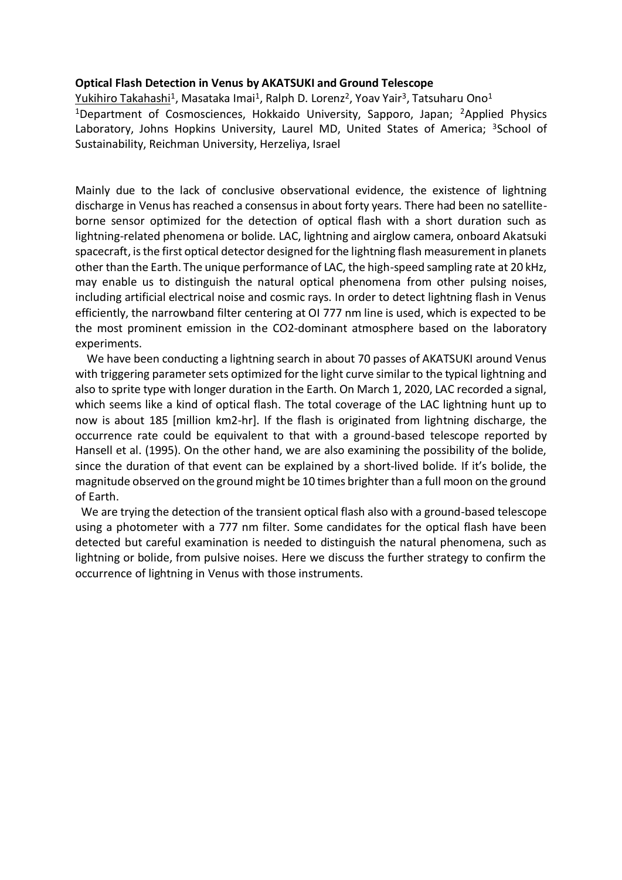**Optical Flash Detection in Venus by AKATSUKI and Ground Telescope**

Yukihiro Takahashi[1], Masataka Imai[1], Ralph D. Lorenz[2], Yoav Yair[3], Tatsuharu Ono[1]

[1]Department of Cosmosciences, Hokkaido University, Sapporo, Japan; [2]Applied Physics Laboratory, Johns Hopkins University, Laurel MD, United States of America; [3]School of Sustainability, Reichman University, Herzeliya, Israel

Mainly due to the lack of conclusive observational evidence, the existence of lightning discharge in Venus has reached a consensus in about forty years. There had been no satellite-borne sensor optimized for the detection of optical flash with a short duration such as lightning-related phenomena or bolide. LAC, lightning and airglow camera, onboard Akatsuki spacecraft, is the first optical detector designed for the lightning flash measurement in planets other than the Earth. The unique performance of LAC, the high-speed sampling rate at 20 kHz, may enable us to distinguish the natural optical phenomena from other pulsing noises, including artificial electrical noise and cosmic rays. In order to detect lightning flash in Venus efficiently, the narrowband filter centering at OI 777 nm line is used, which is expected to be the most prominent emission in the $CO_2$-dominant atmosphere based on the laboratory experiments.

We have been conducting a lightning search in about 70 passes of AKATSUKI around Venus with triggering parameter sets optimized for the light curve similar to the typical lightning and also to sprite type with longer duration in the Earth. On March 1, 2020, LAC recorded a signal, which seems like a kind of optical flash. The total coverage of the LAC lightning hunt up to now is about 185 [million $km^2$-hr]. If the flash is originated from lightning discharge, the occurrence rate could be equivalent to that with a ground-based telescope reported by Hansell et al. (1995). On the other hand, we are also examining the possibility of the bolide, since the duration of that event can be explained by a short-lived bolide. If it's bolide, the magnitude observed on the ground might be 10 times brighter than a full moon on the ground of Earth.

We are trying the detection of the transient optical flash also with a ground-based telescope using a photometer with a 777 nm filter. Some candidates for the optical flash have been detected but careful examination is needed to distinguish the natural phenomena, such as lightning or bolide, from pulsive noises. Here we discuss the further strategy to confirm the occurrence of lightning in Venus with those instruments.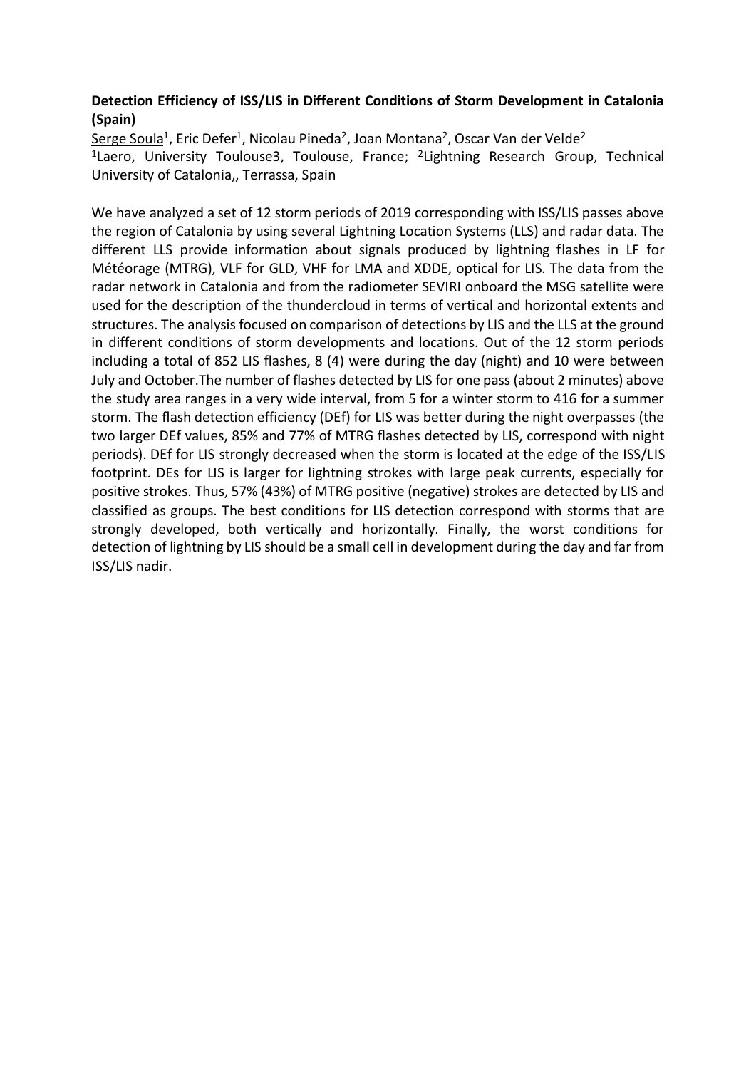**Detection Efficiency of ISS/LIS in Different Conditions of Storm Development in Catalonia (Spain)**

Serge Soula[1], Eric Defer[1], Nicolau Pineda[2], Joan Montana[2], Oscar Van der Velde[2]

[1]Laero, University Toulouse3, Toulouse, France; [2]Lightning Research Group, Technical University of Catalonia,, Terrassa, Spain

We have analyzed a set of 12 storm periods of 2019 corresponding with ISS/LIS passes above the region of Catalonia by using several Lightning Location Systems (LLS) and radar data. The different LLS provide information about signals produced by lightning flashes in LF for Météorage (MTRG), VLF for GLD, VHF for LMA and XDDE, optical for LIS. The data from the radar network in Catalonia and from the radiometer SEVIRI onboard the MSG satellite were used for the description of the thundercloud in terms of vertical and horizontal extents and structures. The analysis focused on comparison of detections by LIS and the LLS at the ground in different conditions of storm developments and locations. Out of the 12 storm periods including a total of 852 LIS flashes, 8 (4) were during the day (night) and 10 were between July and October.The number of flashes detected by LIS for one pass (about 2 minutes) above the study area ranges in a very wide interval, from 5 for a winter storm to 416 for a summer storm. The flash detection efficiency (DEf) for LIS was better during the night overpasses (the two larger DEf values, 85% and 77% of MTRG flashes detected by LIS, correspond with night periods). DEf for LIS strongly decreased when the storm is located at the edge of the ISS/LIS footprint. DEs for LIS is larger for lightning strokes with large peak currents, especially for positive strokes. Thus, 57% (43%) of MTRG positive (negative) strokes are detected by LIS and classified as groups. The best conditions for LIS detection correspond with storms that are strongly developed, both vertically and horizontally. Finally, the worst conditions for detection of lightning by LIS should be a small cell in development during the day and far from ISS/LIS nadir.